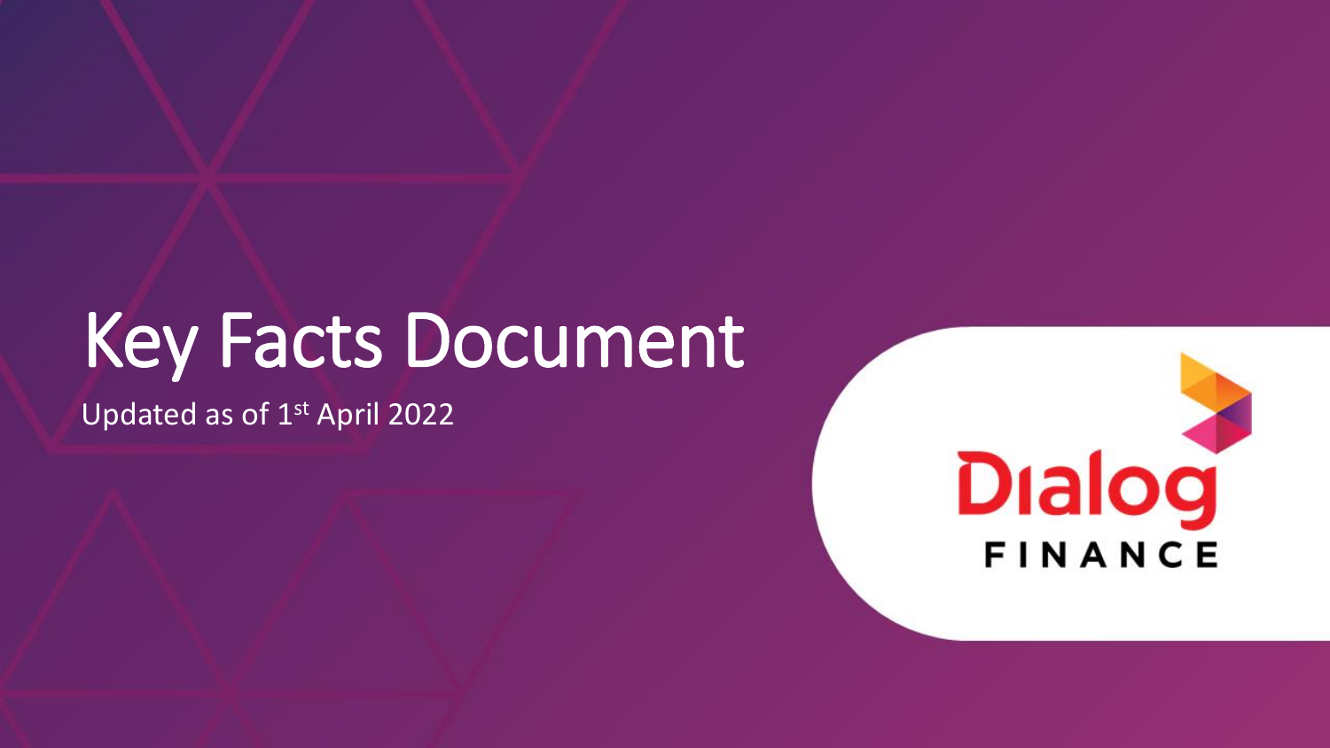# Key Facts Document

Updated as of 1st April 2022

Dialog FINANCE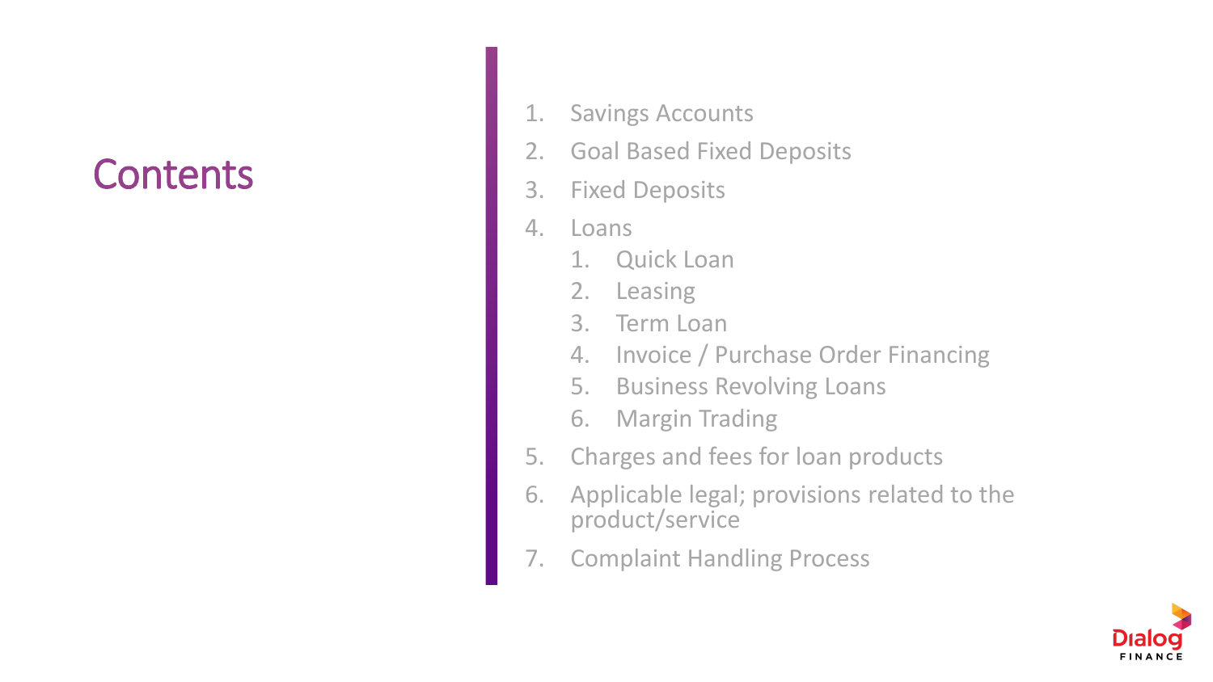# Contents

1. Savings Accounts
2. Goal Based Fixed Deposits
3. Fixed Deposits
4. Loans
    1. Quick Loan
    2. Leasing
    3. Term Loan
    4. Invoice / Purchase Order Financing
    5. Business Revolving Loans
    6. Margin Trading
5. Charges and fees for loan products
6. Applicable legal; provisions related to the product/service
7. Complaint Handling Process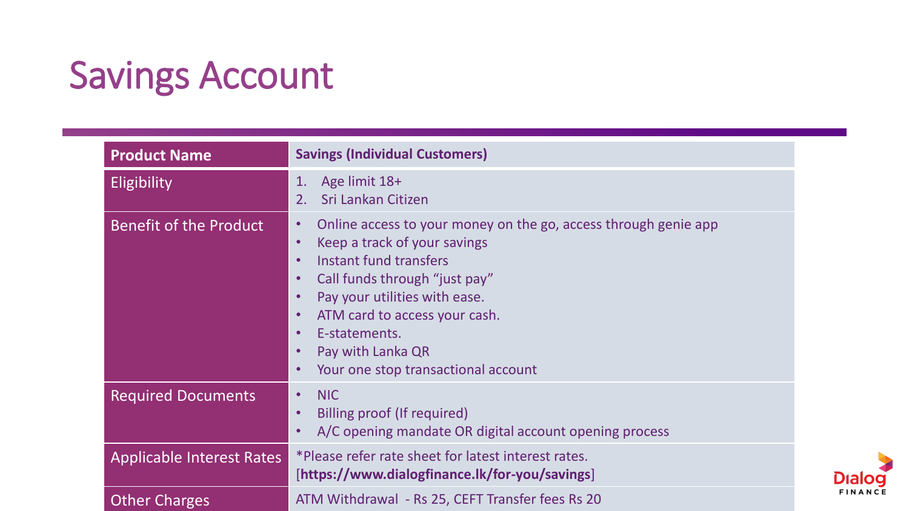# Savings Account

| Product Name | Savings (Individual Customers) |
|---|---|
| Eligibility | 1. Age limit 18+<br>2. Sri Lankan Citizen |
| Benefit of the Product | • Online access to your money on the go, access through genie app<br>• Keep a track of your savings<br>• Instant fund transfers<br>• Call funds through "just pay"<br>• Pay your utilities with ease.<br>• ATM card to access your cash.<br>• E-statements.<br>• Pay with Lanka QR<br>• Your one stop transactional account |
| Required Documents | • NIC<br>• Billing proof (If required)<br>• A/C opening mandate OR digital account opening process |
| Applicable Interest Rates | *Please refer rate sheet for latest interest rates.<br>[**https://www.dialogfinance.lk/for-you/savings**] |
| Other Charges | ATM Withdrawal - Rs 25, CEFT Transfer fees Rs 20 |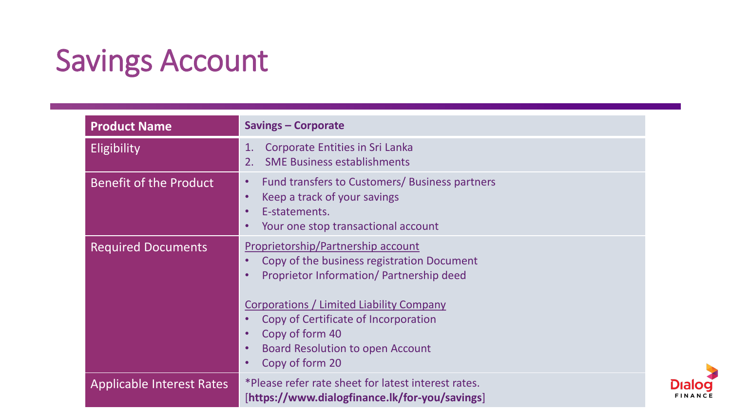# Savings Account

| Product Name | Savings – Corporate |
|---|---|
| Eligibility | 1. Corporate Entities in Sri Lanka<br>2. SME Business establishments |
| Benefit of the Product | • Fund transfers to Customers/ Business partners<br>• Keep a track of your savings<br>• E-statements.<br>• Your one stop transactional account |
| Required Documents | <u>Proprietorship/Partnership account</u><br>• Copy of the business registration Document<br>• Proprietor Information/ Partnership deed<br><br><u>Corporations / Limited Liability Company</u><br>• Copy of Certificate of Incorporation<br>• Copy of form 40<br>• Board Resolution to open Account<br>• Copy of form 20 |
| Applicable Interest Rates | *Please refer rate sheet for latest interest rates.<br>[**https://www.dialogfinance.lk/for-you/savings**] |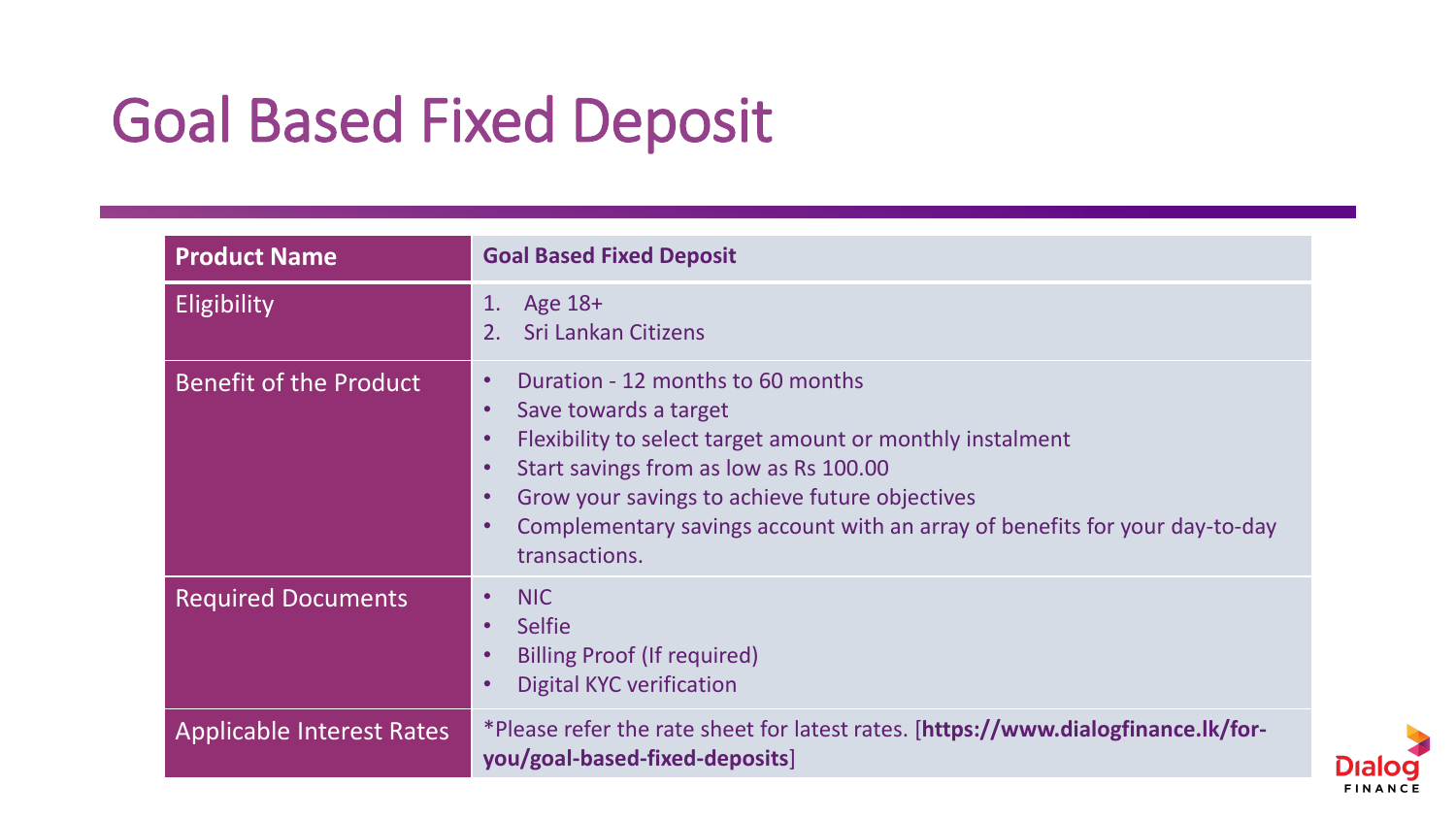# Goal Based Fixed Deposit

| **Product Name** | **Goal Based Fixed Deposit** |
|---|---|
| Eligibility | 1. Age 18+<br>2. Sri Lankan Citizens |
| Benefit of the Product | • Duration - 12 months to 60 months<br>• Save towards a target<br>• Flexibility to select target amount or monthly instalment<br>• Start savings from as low as Rs 100.00<br>• Grow your savings to achieve future objectives<br>• Complementary savings account with an array of benefits for your day-to-day transactions. |
| Required Documents | • NIC<br>• Selfie<br>• Billing Proof (If required)<br>• Digital KYC verification |
| Applicable Interest Rates | *Please refer the rate sheet for latest rates. [**https://www.dialogfinance.lk/for-you/goal-based-fixed-deposits**] |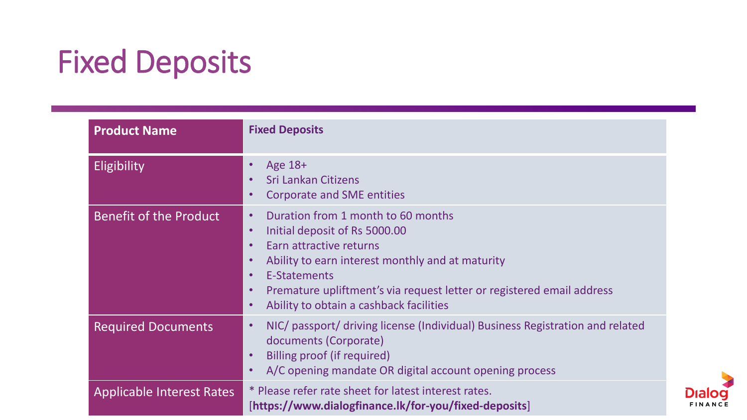# Fixed Deposits

| Product Name | Fixed Deposits |
|---|---|
| Eligibility | • Age 18+<br>• Sri Lankan Citizens<br>• Corporate and SME entities |
| Benefit of the Product | • Duration from 1 month to 60 months<br>• Initial deposit of Rs 5000.00<br>• Earn attractive returns<br>• Ability to earn interest monthly and at maturity<br>• E-Statements<br>• Premature upliftment's via request letter or registered email address<br>• Ability to obtain a cashback facilities |
| Required Documents | • NIC/ passport/ driving license (Individual) Business Registration and related documents (Corporate)<br>• Billing proof (if required)<br>• A/C opening mandate OR digital account opening process |
| Applicable Interest Rates | * Please refer rate sheet for latest interest rates.<br>[**https://www.dialogfinance.lk/for-you/fixed-deposits**] |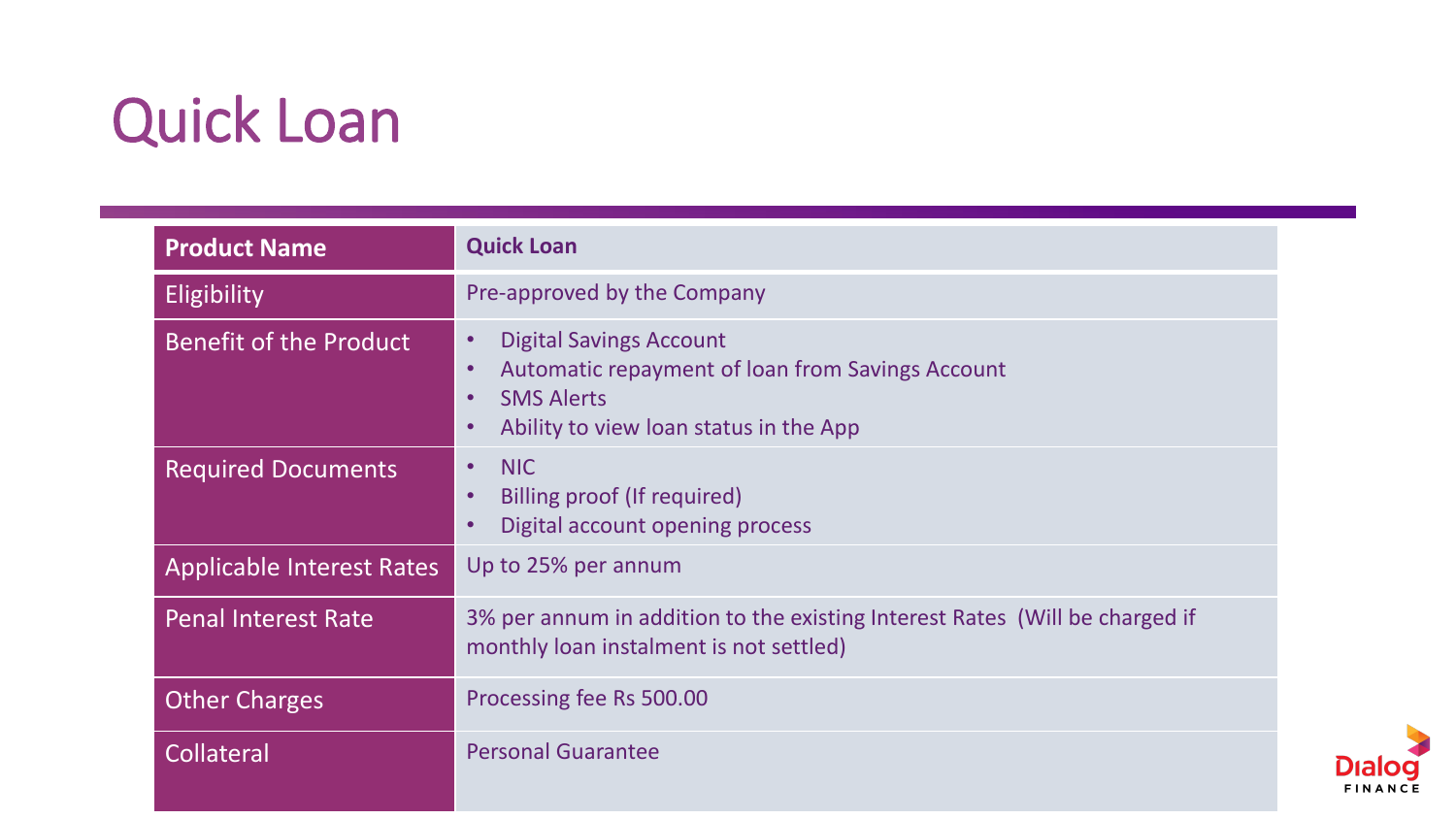# Quick Loan

| Product Name | Quick Loan |
|---|---|
| Eligibility | Pre-approved by the Company |
| Benefit of the Product | • Digital Savings Account<br>• Automatic repayment of loan from Savings Account<br>• SMS Alerts<br>• Ability to view loan status in the App |
| Required Documents | • NIC<br>• Billing proof (If required)<br>• Digital account opening process |
| Applicable Interest Rates | Up to 25% per annum |
| Penal Interest Rate | 3% per annum in addition to the existing Interest Rates (Will be charged if monthly loan instalment is not settled) |
| Other Charges | Processing fee Rs 500.00 |
| Collateral | Personal Guarantee |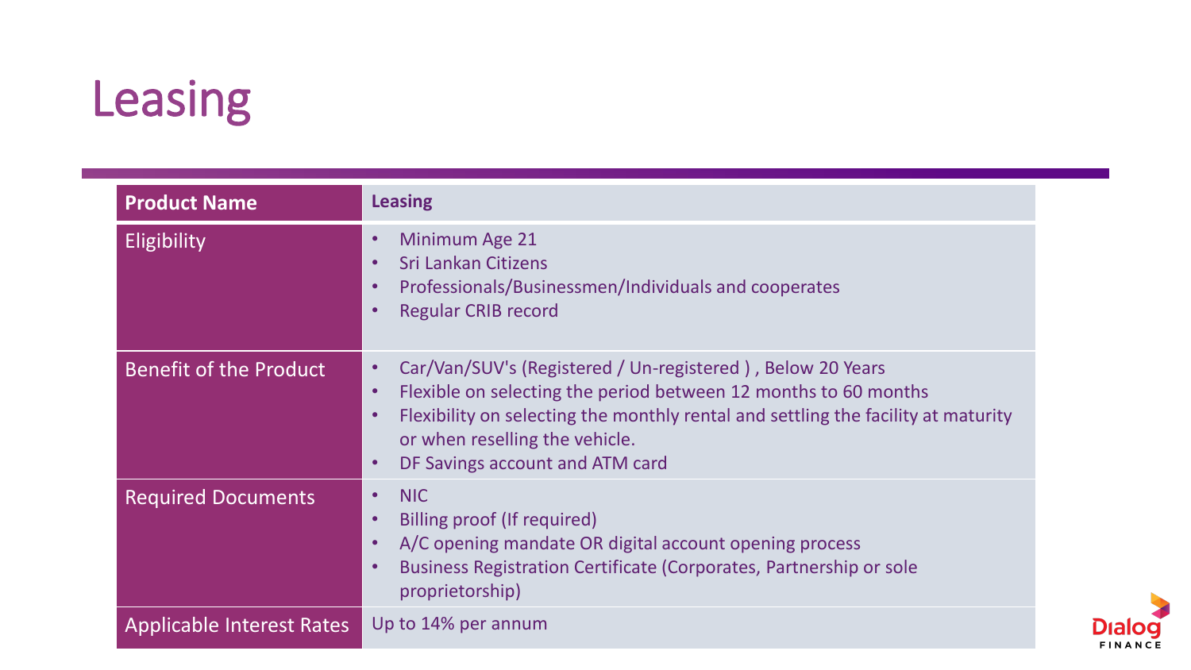# Leasing

| Product Name | Leasing |
| --- | --- |
| Eligibility | • Minimum Age 21<br>• Sri Lankan Citizens<br>• Professionals/Businessmen/Individuals and cooperates<br>• Regular CRIB record |
| Benefit of the Product | • Car/Van/SUV's (Registered / Un-registered ) , Below 20 Years<br>• Flexible on selecting the period between 12 months to 60 months<br>• Flexibility on selecting the monthly rental and settling the facility at maturity or when reselling the vehicle.<br>• DF Savings account and ATM card |
| Required Documents | • NIC<br>• Billing proof (If required)<br>• A/C opening mandate OR digital account opening process<br>• Business Registration Certificate (Corporates, Partnership or sole proprietorship) |
| Applicable Interest Rates | Up to 14% per annum |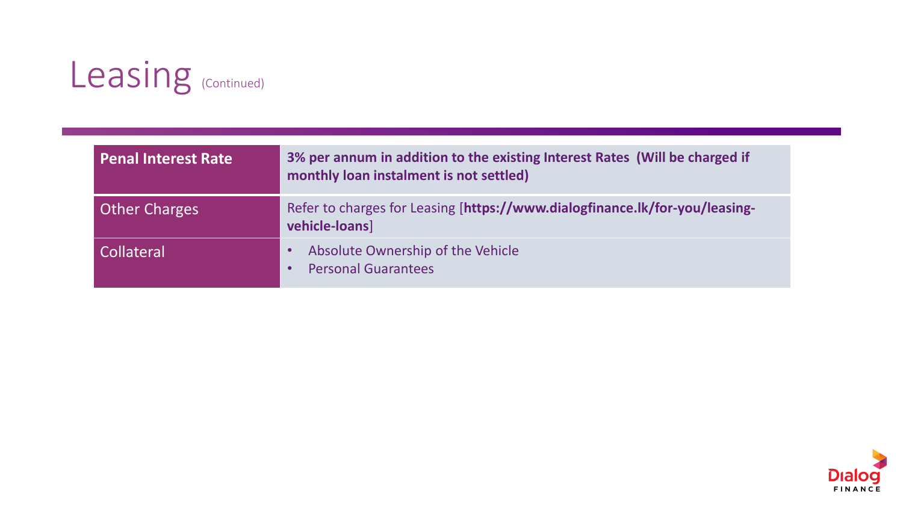# Leasing (Continued)

| **Penal Interest Rate** | **3% per annum in addition to the existing Interest Rates (Will be charged if monthly loan instalment is not settled)** |
|---|---|
| Other Charges | Refer to charges for Leasing [**https://www.dialogfinance.lk/for-you/leasing-vehicle-loans**] |
| Collateral | • Absolute Ownership of the Vehicle<br>• Personal Guarantees |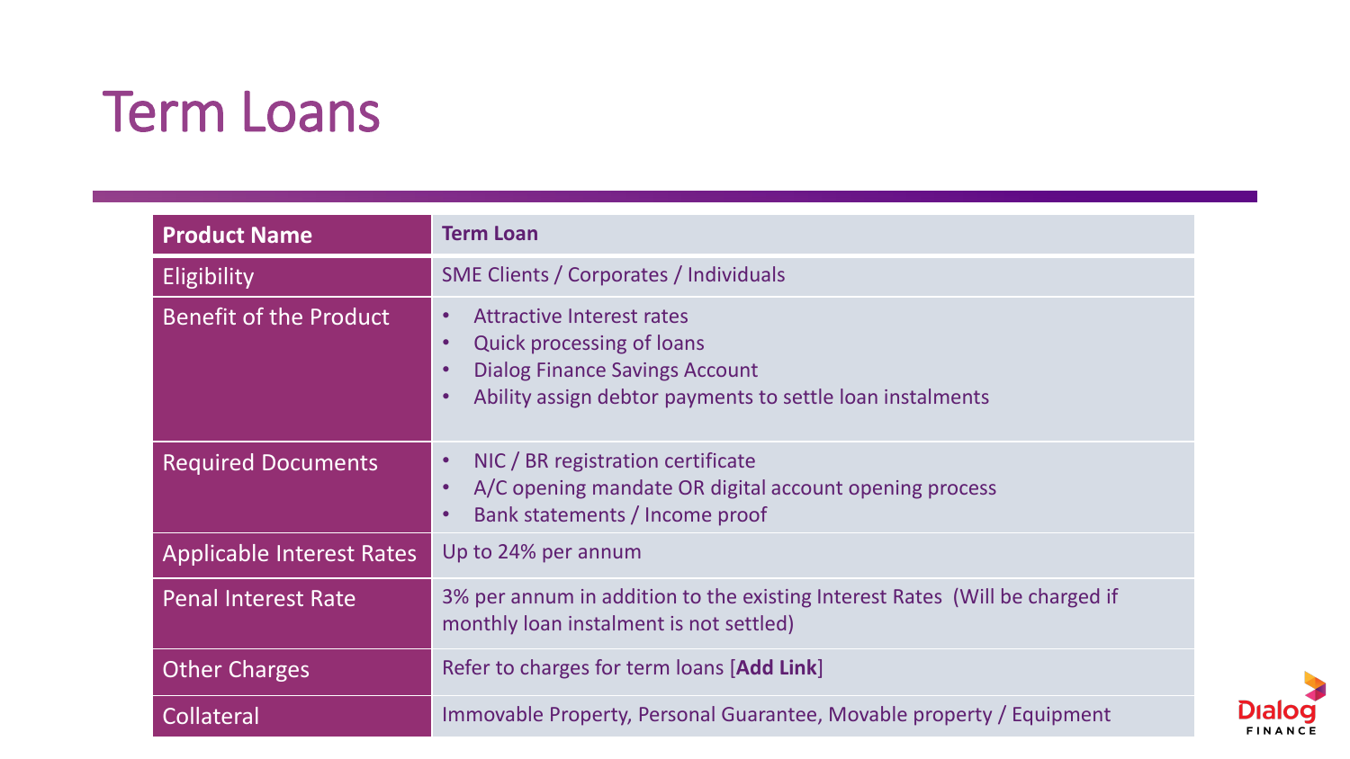# Term Loans

| **Product Name** | **Term Loan** |
|---|---|
| Eligibility | SME Clients / Corporates / Individuals |
| Benefit of the Product | • Attractive Interest rates<br>• Quick processing of loans<br>• Dialog Finance Savings Account<br>• Ability assign debtor payments to settle loan instalments |
| Required Documents | • NIC / BR registration certificate<br>• A/C opening mandate OR digital account opening process<br>• Bank statements / Income proof |
| Applicable Interest Rates | Up to 24% per annum |
| Penal Interest Rate | 3% per annum in addition to the existing Interest Rates (Will be charged if monthly loan instalment is not settled) |
| Other Charges | Refer to charges for term loans [**Add Link**] |
| Collateral | Immovable Property, Personal Guarantee, Movable property / Equipment |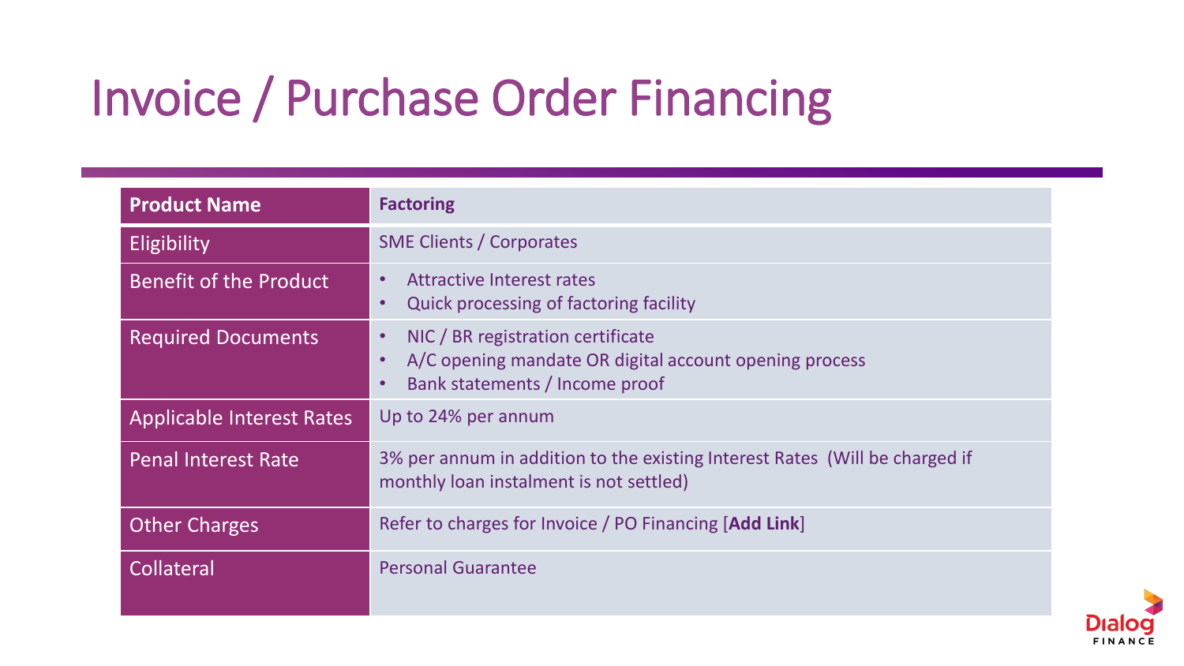# Invoice / Purchase Order Financing

| **Product Name** | **Factoring** |
|---|---|
| Eligibility | SME Clients / Corporates |
| Benefit of the Product | • Attractive Interest rates<br>• Quick processing of factoring facility |
| Required Documents | • NIC / BR registration certificate<br>• A/C opening mandate OR digital account opening process<br>• Bank statements / Income proof |
| Applicable Interest Rates | Up to 24% per annum |
| Penal Interest Rate | 3% per annum in addition to the existing Interest Rates (Will be charged if monthly loan instalment is not settled) |
| Other Charges | Refer to charges for Invoice / PO Financing [**Add Link**] |
| Collateral | Personal Guarantee |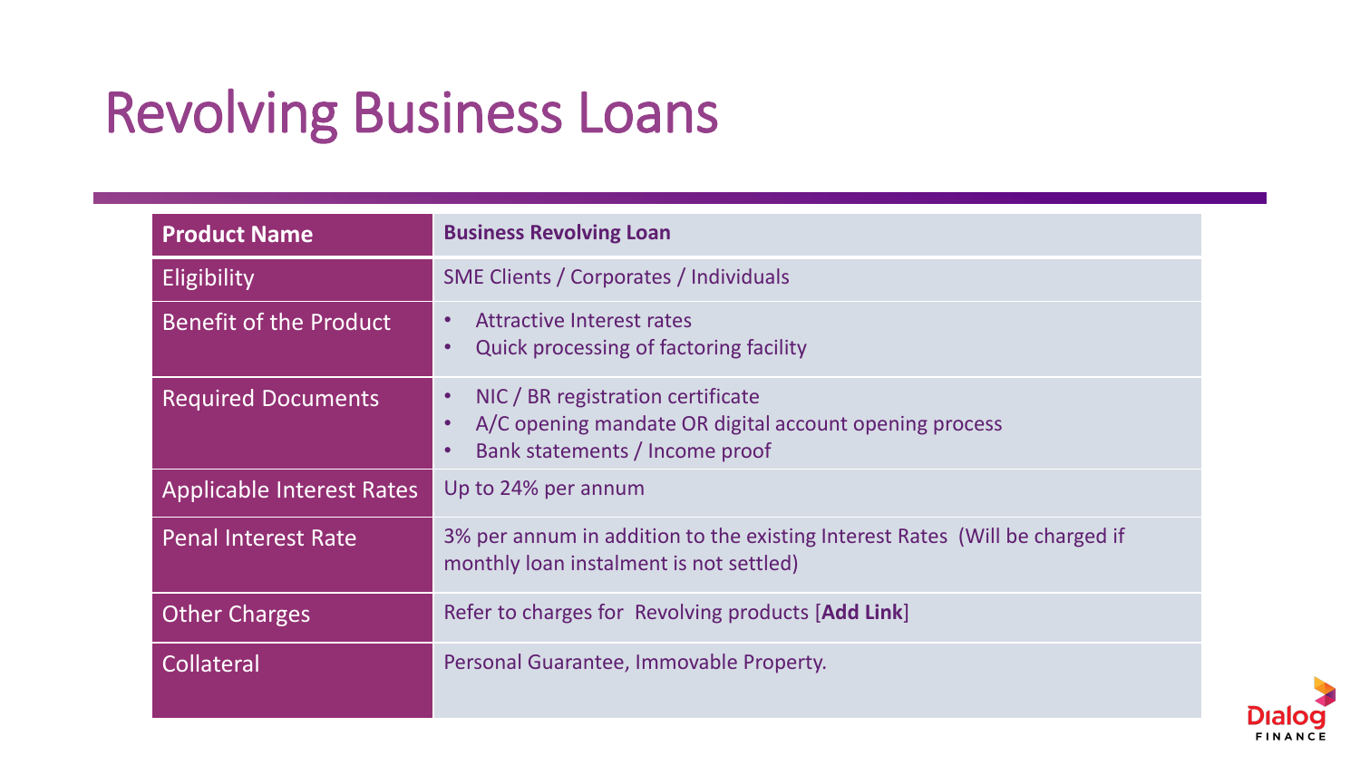# Revolving Business Loans

| Product Name | **Business Revolving Loan** |
|---|---|
| Eligibility | SME Clients / Corporates / Individuals |
| Benefit of the Product | • Attractive Interest rates<br>• Quick processing of factoring facility |
| Required Documents | • NIC / BR registration certificate<br>• A/C opening mandate OR digital account opening process<br>• Bank statements / Income proof |
| Applicable Interest Rates | Up to 24% per annum |
| Penal Interest Rate | 3% per annum in addition to the existing Interest Rates (Will be charged if monthly loan instalment is not settled) |
| Other Charges | Refer to charges for Revolving products [**Add Link**] |
| Collateral | Personal Guarantee, Immovable Property. |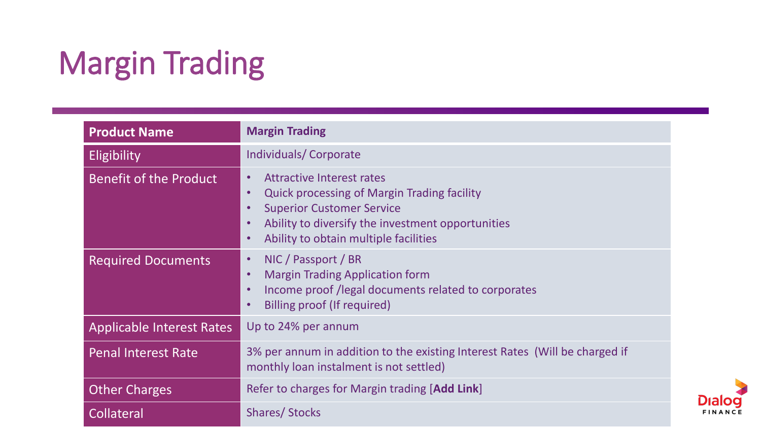# Margin Trading

| Product Name | **Margin Trading** |
| --- | --- |
| Eligibility | Individuals/ Corporate |
| Benefit of the Product | • Attractive Interest rates<br>• Quick processing of Margin Trading facility<br>• Superior Customer Service<br>• Ability to diversify the investment opportunities<br>• Ability to obtain multiple facilities |
| Required Documents | • NIC / Passport / BR<br>• Margin Trading Application form<br>• Income proof /legal documents related to corporates<br>• Billing proof (If required) |
| Applicable Interest Rates | Up to 24% per annum |
| Penal Interest Rate | 3% per annum in addition to the existing Interest Rates (Will be charged if monthly loan instalment is not settled) |
| Other Charges | Refer to charges for Margin trading [**Add Link**] |
| Collateral | Shares/ Stocks |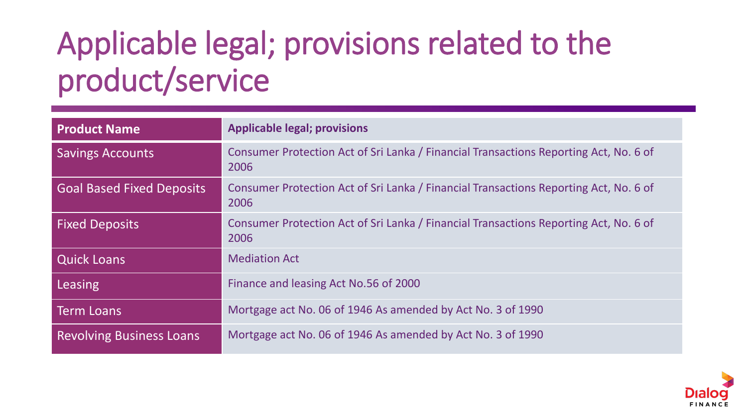# Applicable legal; provisions related to the product/service

| Product Name | Applicable legal; provisions |
|---|---|
| Savings Accounts | Consumer Protection Act of Sri Lanka / Financial Transactions Reporting Act, No. 6 of 2006 |
| Goal Based Fixed Deposits | Consumer Protection Act of Sri Lanka / Financial Transactions Reporting Act, No. 6 of 2006 |
| Fixed Deposits | Consumer Protection Act of Sri Lanka / Financial Transactions Reporting Act, No. 6 of 2006 |
| Quick Loans | Mediation Act |
| Leasing | Finance and leasing Act No.56 of 2000 |
| Term Loans | Mortgage act No. 06 of 1946 As amended by Act No. 3 of 1990 |
| Revolving Business Loans | Mortgage act No. 06 of 1946 As amended by Act No. 3 of 1990 |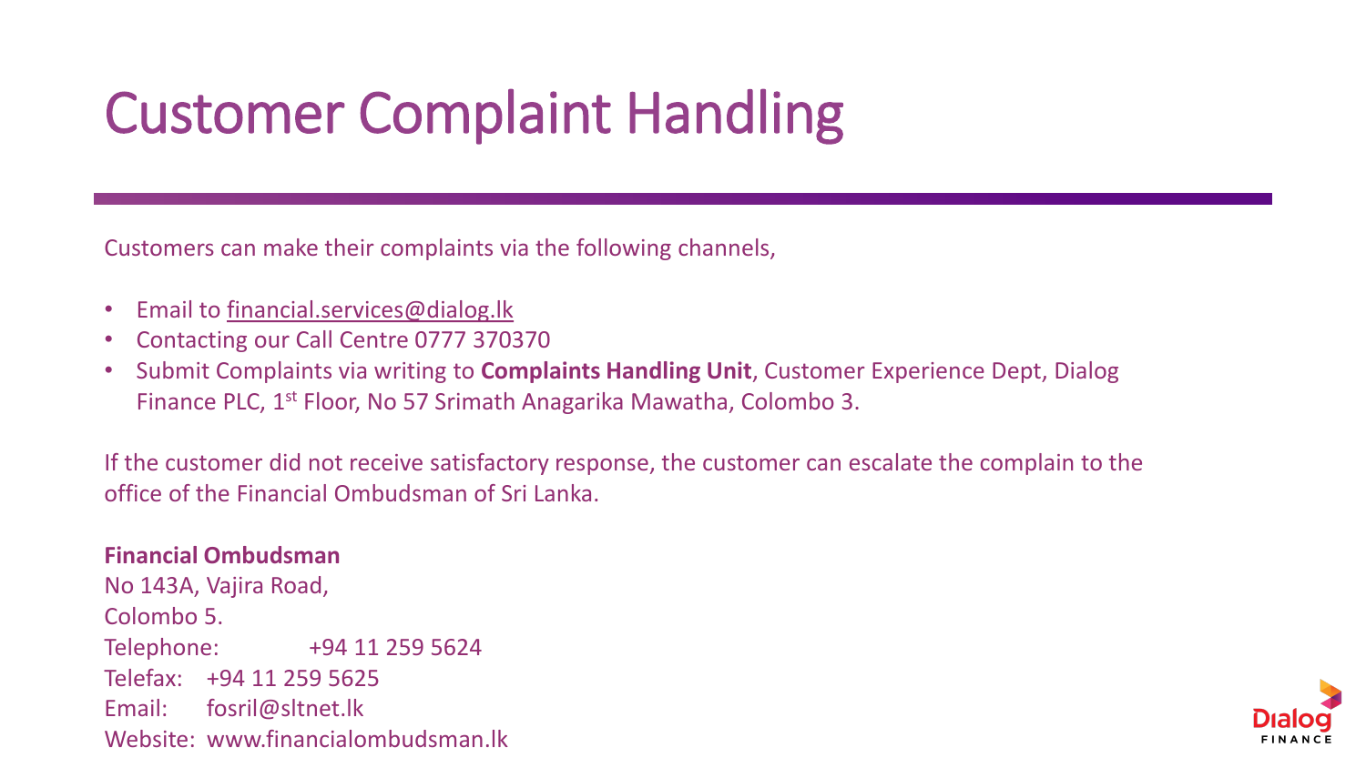# Customer Complaint Handling

Customers can make their complaints via the following channels,

- Email to financial.services@dialog.lk
- Contacting our Call Centre 0777 370370
- Submit Complaints via writing to **Complaints Handling Unit**, Customer Experience Dept, Dialog Finance PLC, 1st Floor, No 57 Srimath Anagarika Mawatha, Colombo 3.

If the customer did not receive satisfactory response, the customer can escalate the complain to the office of the Financial Ombudsman of Sri Lanka.

**Financial Ombudsman**
No 143A, Vajira Road,
Colombo 5.
Telephone: +94 11 259 5624
Telefax: +94 11 259 5625
Email: fosril@sltnet.lk
Website: www.financialombudsman.lk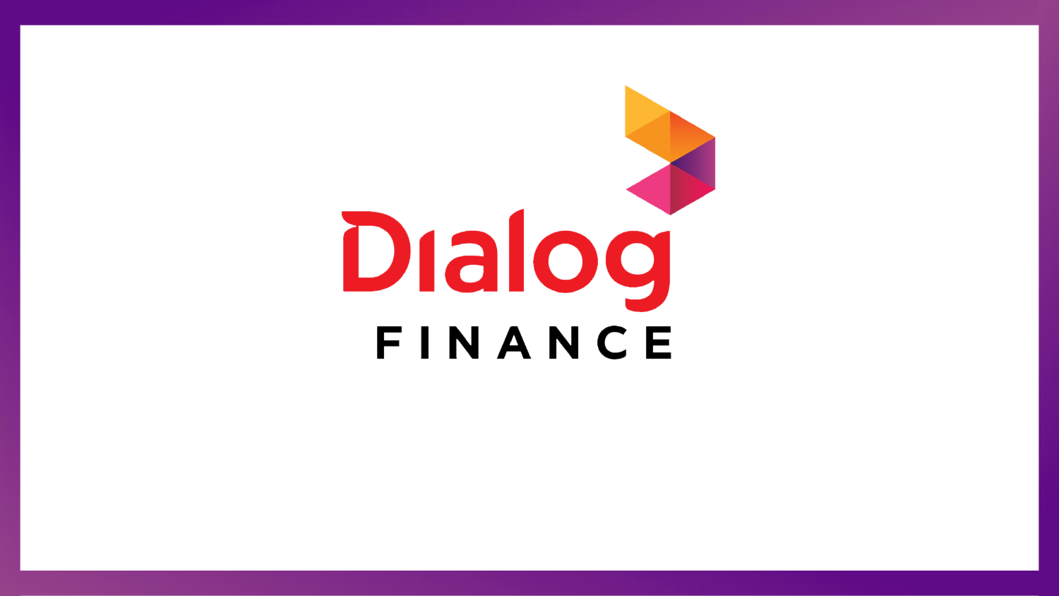Dialog

FINANCE